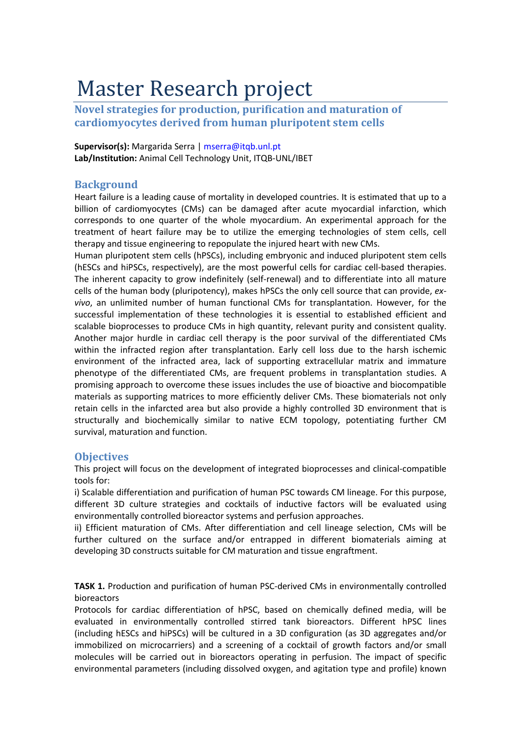# Master Research project

## Novel strategies for production, purification and maturation of cardiomyocytes derived from human pluripotent stem cells

**Supervisor(s):** Margarida Serra | mserra@itqb.unl.pt
**Lab/Institution:** Animal Cell Technology Unit, ITQB-UNL/IBET

## Background

Heart failure is a leading cause of mortality in developed countries. It is estimated that up to a billion of cardiomyocytes (CMs) can be damaged after acute myocardial infarction, which corresponds to one quarter of the whole myocardium. An experimental approach for the treatment of heart failure may be to utilize the emerging technologies of stem cells, cell therapy and tissue engineering to repopulate the injured heart with new CMs.

Human pluripotent stem cells (hPSCs), including embryonic and induced pluripotent stem cells (hESCs and hiPSCs, respectively), are the most powerful cells for cardiac cell-based therapies. The inherent capacity to grow indefinitely (self-renewal) and to differentiate into all mature cells of the human body (pluripotency), makes hPSCs the only cell source that can provide, *ex-vivo*, an unlimited number of human functional CMs for transplantation. However, for the successful implementation of these technologies it is essential to established efficient and scalable bioprocesses to produce CMs in high quantity, relevant purity and consistent quality. Another major hurdle in cardiac cell therapy is the poor survival of the differentiated CMs within the infracted region after transplantation. Early cell loss due to the harsh ischemic environment of the infracted area, lack of supporting extracellular matrix and immature phenotype of the differentiated CMs, are frequent problems in transplantation studies. A promising approach to overcome these issues includes the use of bioactive and biocompatible materials as supporting matrices to more efficiently deliver CMs. These biomaterials not only retain cells in the infarcted area but also provide a highly controlled 3D environment that is structurally and biochemically similar to native ECM topology, potentiating further CM survival, maturation and function.

## Objectives

This project will focus on the development of integrated bioprocesses and clinical-compatible tools for:

i) Scalable differentiation and purification of human PSC towards CM lineage. For this purpose, different 3D culture strategies and cocktails of inductive factors will be evaluated using environmentally controlled bioreactor systems and perfusion approaches.

ii) Efficient maturation of CMs. After differentiation and cell lineage selection, CMs will be further cultured on the surface and/or entrapped in different biomaterials aiming at developing 3D constructs suitable for CM maturation and tissue engraftment.

**TASK 1.** Production and purification of human PSC-derived CMs in environmentally controlled bioreactors

Protocols for cardiac differentiation of hPSC, based on chemically defined media, will be evaluated in environmentally controlled stirred tank bioreactors. Different hPSC lines (including hESCs and hiPSCs) will be cultured in a 3D configuration (as 3D aggregates and/or immobilized on microcarriers) and a screening of a cocktail of growth factors and/or small molecules will be carried out in bioreactors operating in perfusion. The impact of specific environmental parameters (including dissolved oxygen, and agitation type and profile) known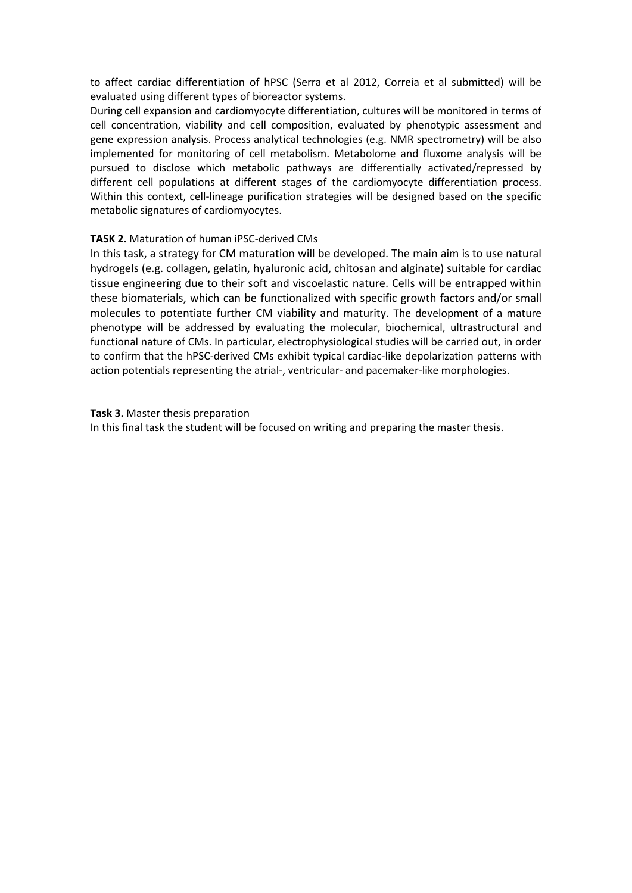to affect cardiac differentiation of hPSC (Serra et al 2012, Correia et al submitted) will be evaluated using different types of bioreactor systems.

During cell expansion and cardiomyocyte differentiation, cultures will be monitored in terms of cell concentration, viability and cell composition, evaluated by phenotypic assessment and gene expression analysis. Process analytical technologies (e.g. NMR spectrometry) will be also implemented for monitoring of cell metabolism. Metabolome and fluxome analysis will be pursued to disclose which metabolic pathways are differentially activated/repressed by different cell populations at different stages of the cardiomyocyte differentiation process. Within this context, cell-lineage purification strategies will be designed based on the specific metabolic signatures of cardiomyocytes.

**TASK 2.** Maturation of human iPSC-derived CMs

In this task, a strategy for CM maturation will be developed. The main aim is to use natural hydrogels (e.g. collagen, gelatin, hyaluronic acid, chitosan and alginate) suitable for cardiac tissue engineering due to their soft and viscoelastic nature. Cells will be entrapped within these biomaterials, which can be functionalized with specific growth factors and/or small molecules to potentiate further CM viability and maturity. The development of a mature phenotype will be addressed by evaluating the molecular, biochemical, ultrastructural and functional nature of CMs. In particular, electrophysiological studies will be carried out, in order to confirm that the hPSC-derived CMs exhibit typical cardiac-like depolarization patterns with action potentials representing the atrial-, ventricular- and pacemaker-like morphologies.

**Task 3.** Master thesis preparation

In this final task the student will be focused on writing and preparing the master thesis.